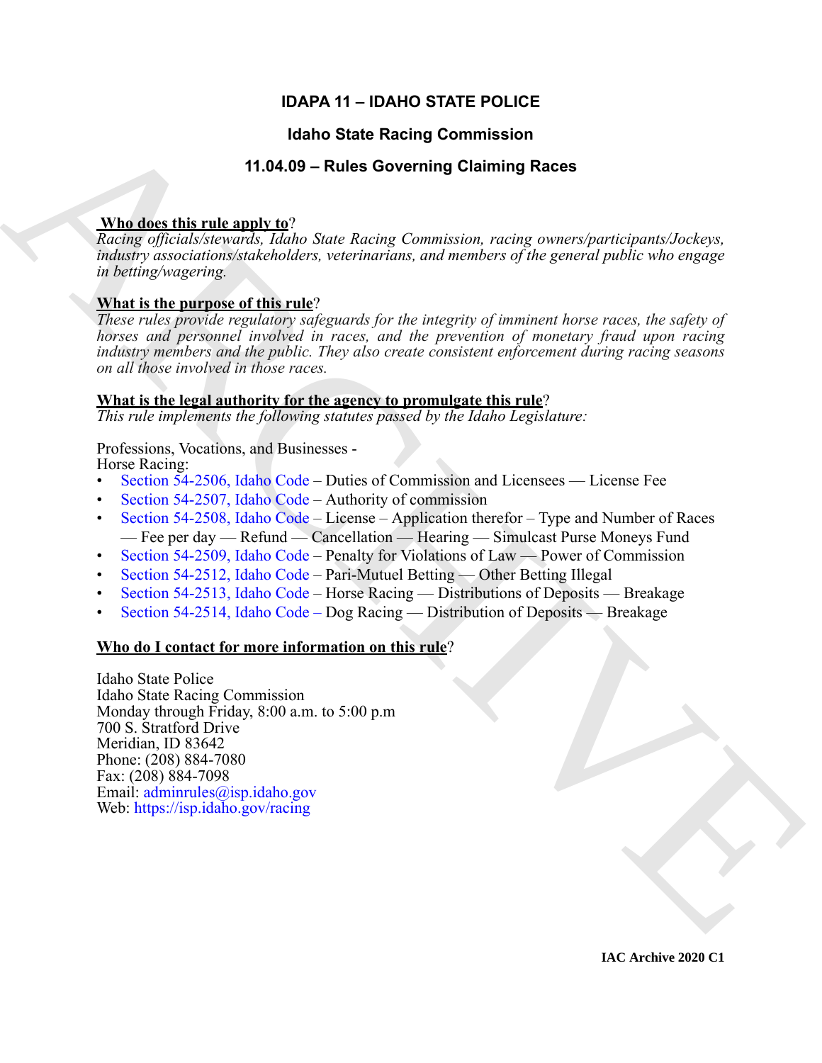# IDAPA 11 – IDAHO STATE POLICE

## Idaho State Racing Commission

## 11.04.09 – Rules Governing Claiming Races

**Who does this rule apply to**?

*Racing officials/stewards, Idaho State Racing Commission, racing owners/participants/Jockeys, industry associations/stakeholders, veterinarians, and members of the general public who engage in betting/wagering.*

**What is the purpose of this rule**?

*These rules provide regulatory safeguards for the integrity of imminent horse races, the safety of horses and personnel involved in races, and the prevention of monetary fraud upon racing industry members and the public. They also create consistent enforcement during racing seasons on all those involved in those races.*

**What is the legal authority for the agency to promulgate this rule**?

*This rule implements the following statutes passed by the Idaho Legislature:*

Professions, Vocations, and Businesses -
Horse Racing:

- Section 54-2506, Idaho Code – Duties of Commission and Licensees — License Fee
- Section 54-2507, Idaho Code – Authority of commission
- Section 54-2508, Idaho Code – License – Application therefor – Type and Number of Races — Fee per day — Refund — Cancellation — Hearing — Simulcast Purse Moneys Fund
- Section 54-2509, Idaho Code – Penalty for Violations of Law — Power of Commission
- Section 54-2512, Idaho Code – Pari-Mutuel Betting — Other Betting Illegal
- Section 54-2513, Idaho Code – Horse Racing — Distributions of Deposits — Breakage
- Section 54-2514, Idaho Code – Dog Racing — Distribution of Deposits — Breakage

**Who do I contact for more information on this rule**?

Idaho State Police
Idaho State Racing Commission
Monday through Friday, 8:00 a.m. to 5:00 p.m
700 S. Stratford Drive
Meridian, ID 83642
Phone: (208) 884-7080
Fax: (208) 884-7098
Email: adminrules@isp.idaho.gov
Web: https://isp.idaho.gov/racing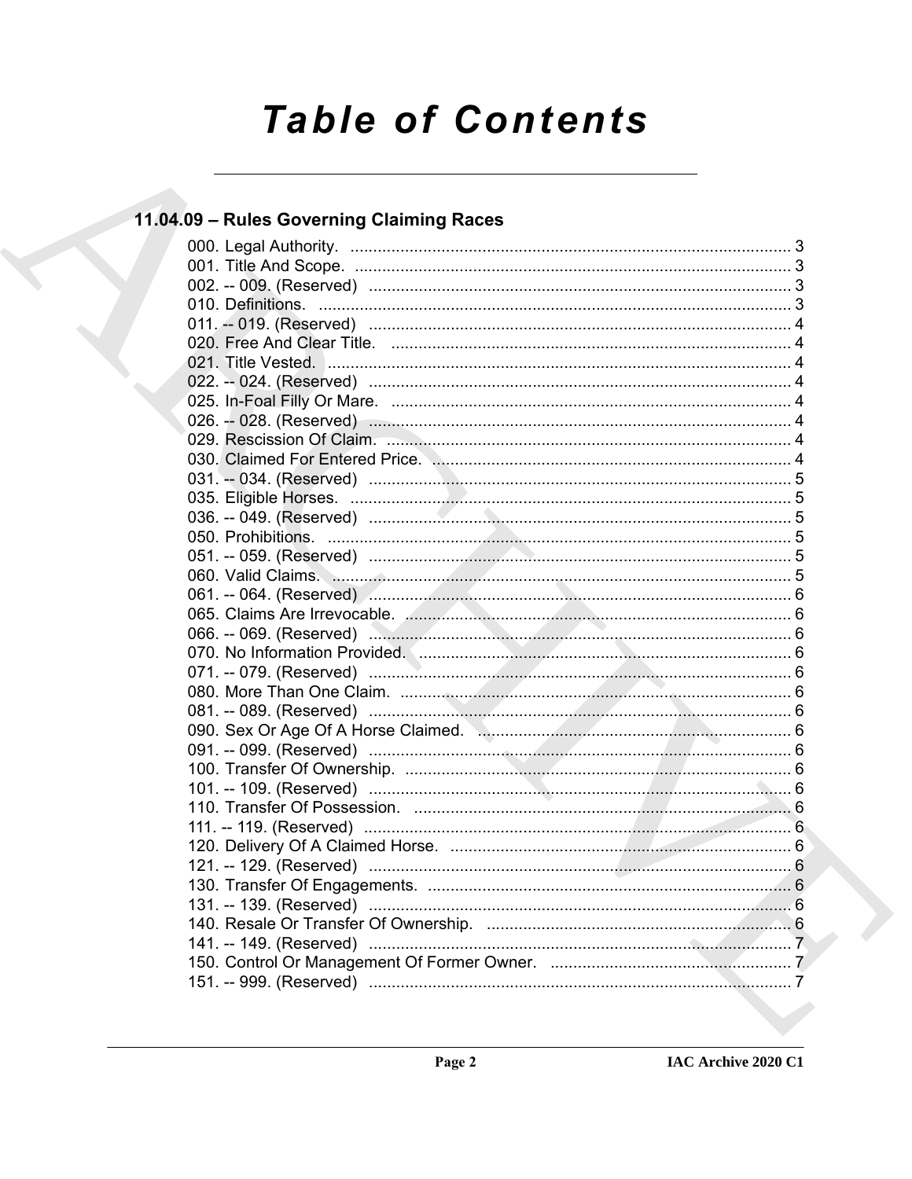# Table of Contents

## 11.04.09 – Rules Governing Claiming Races

000. Legal Authority. ... 3
001. Title And Scope. ... 3
002. -- 009. (Reserved) ... 3
010. Definitions. ... 3
011. -- 019. (Reserved) ... 4
020. Free And Clear Title. ... 4
021. Title Vested. ... 4
022. -- 024. (Reserved) ... 4
025. In-Foal Filly Or Mare. ... 4
026. -- 028. (Reserved) ... 4
029. Rescission Of Claim. ... 4
030. Claimed For Entered Price. ... 4
031. -- 034. (Reserved) ... 5
035. Eligible Horses. ... 5
036. -- 049. (Reserved) ... 5
050. Prohibitions. ... 5
051. -- 059. (Reserved) ... 5
060. Valid Claims. ... 5
061. -- 064. (Reserved) ... 6
065. Claims Are Irrevocable. ... 6
066. -- 069. (Reserved) ... 6
070. No Information Provided. ... 6
071. -- 079. (Reserved) ... 6
080. More Than One Claim. ... 6
081. -- 089. (Reserved) ... 6
090. Sex Or Age Of A Horse Claimed. ... 6
091. -- 099. (Reserved) ... 6
100. Transfer Of Ownership. ... 6
101. -- 109. (Reserved) ... 6
110. Transfer Of Possession. ... 6
111. -- 119. (Reserved) ... 6
120. Delivery Of A Claimed Horse. ... 6
121. -- 129. (Reserved) ... 6
130. Transfer Of Engagements. ... 6
131. -- 139. (Reserved) ... 6
140. Resale Or Transfer Of Ownership. ... 6
141. -- 149. (Reserved) ... 7
150. Control Or Management Of Former Owner. ... 7
151. -- 999. (Reserved) ... 7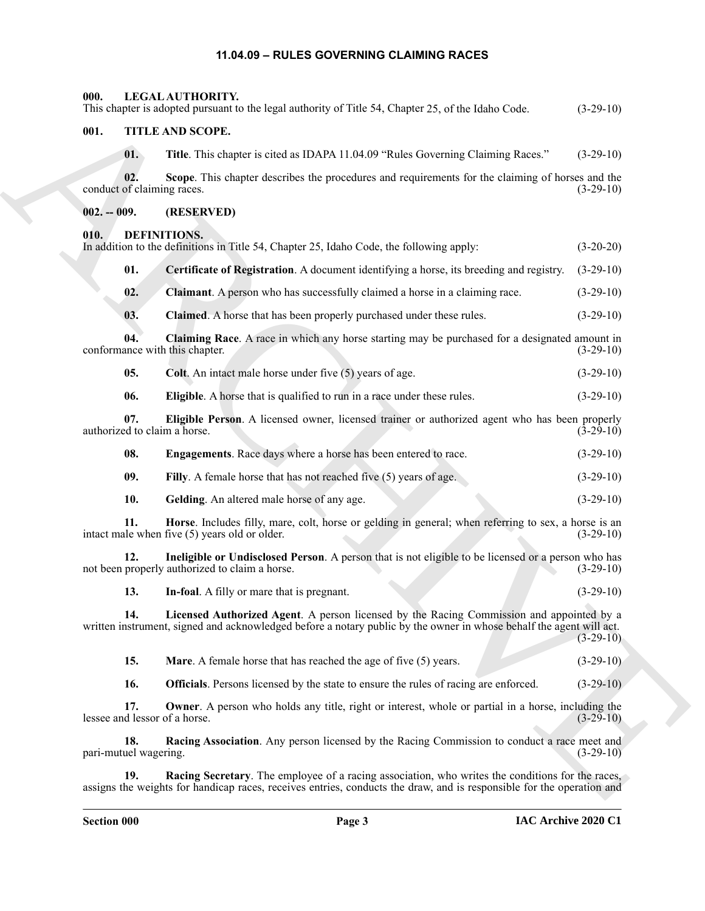## 11.04.09 – RULES GOVERNING CLAIMING RACES

### 000. LEGAL AUTHORITY.

This chapter is adopted pursuant to the legal authority of Title 54, Chapter 25, of the Idaho Code. (3-29-10)

### 001. TITLE AND SCOPE.

**01. Title**. This chapter is cited as IDAPA 11.04.09 "Rules Governing Claiming Races." (3-29-10)

**02. Scope**. This chapter describes the procedures and requirements for the claiming of horses and the conduct of claiming races. (3-29-10)

### 002. -- 009. (RESERVED)

### 010. DEFINITIONS.

In addition to the definitions in Title 54, Chapter 25, Idaho Code, the following apply: (3-20-20)

**01. Certificate of Registration**. A document identifying a horse, its breeding and registry. (3-29-10)

**02. Claimant**. A person who has successfully claimed a horse in a claiming race. (3-29-10)

**03. Claimed**. A horse that has been properly purchased under these rules. (3-29-10)

**04. Claiming Race**. A race in which any horse starting may be purchased for a designated amount in conformance with this chapter. (3-29-10)

**05. Colt**. An intact male horse under five (5) years of age. (3-29-10)

**06. Eligible**. A horse that is qualified to run in a race under these rules. (3-29-10)

**07. Eligible Person**. A licensed owner, licensed trainer or authorized agent who has been properly authorized to claim a horse. (3-29-10)

**08. Engagements**. Race days where a horse has been entered to race. (3-29-10)

**09. Filly**. A female horse that has not reached five (5) years of age. (3-29-10)

**10. Gelding**. An altered male horse of any age. (3-29-10)

**11. Horse**. Includes filly, mare, colt, horse or gelding in general; when referring to sex, a horse is an intact male when five (5) years old or older. (3-29-10)

**12. Ineligible or Undisclosed Person**. A person that is not eligible to be licensed or a person who has not been properly authorized to claim a horse. (3-29-10)

**13. In-foal**. A filly or mare that is pregnant. (3-29-10)

**14. Licensed Authorized Agent**. A person licensed by the Racing Commission and appointed by a written instrument, signed and acknowledged before a notary public by the owner in whose behalf the agent will act. (3-29-10)

**15. Mare**. A female horse that has reached the age of five (5) years. (3-29-10)

**16. Officials**. Persons licensed by the state to ensure the rules of racing are enforced. (3-29-10)

**17. Owner**. A person who holds any title, right or interest, whole or partial in a horse, including the lessee and lessor of a horse. (3-29-10)

**18. Racing Association**. Any person licensed by the Racing Commission to conduct a race meet and pari-mutuel wagering. (3-29-10)

**19. Racing Secretary**. The employee of a racing association, who writes the conditions for the races, assigns the weights for handicap races, receives entries, conducts the draw, and is responsible for the operation and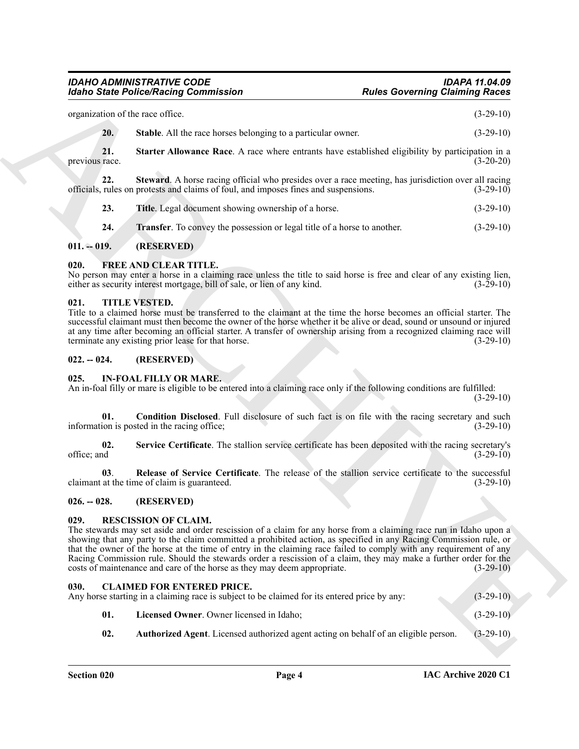organization of the race office. (3-29-10)

**20. Stable**. All the race horses belonging to a particular owner. (3-29-10)

**21. Starter Allowance Race**. A race where entrants have established eligibility by participation in a previous race. (3-20-20)

**22. Steward**. A horse racing official who presides over a race meeting, has jurisdiction over all racing officials, rules on protests and claims of foul, and imposes fines and suspensions. (3-29-10)

**23. Title**. Legal document showing ownership of a horse. (3-29-10)

**24. Transfer**. To convey the possession or legal title of a horse to another. (3-29-10)

## 011. -- 019. (RESERVED)

## 020. FREE AND CLEAR TITLE.

No person may enter a horse in a claiming race unless the title to said horse is free and clear of any existing lien, either as security interest mortgage, bill of sale, or lien of any kind. (3-29-10)

## 021. TITLE VESTED.

Title to a claimed horse must be transferred to the claimant at the time the horse becomes an official starter. The successful claimant must then become the owner of the horse whether it be alive or dead, sound or unsound or injured at any time after becoming an official starter. A transfer of ownership arising from a recognized claiming race will terminate any existing prior lease for that horse. (3-29-10)

## 022. -- 024. (RESERVED)

## 025. IN-FOAL FILLY OR MARE.

An in-foal filly or mare is eligible to be entered into a claiming race only if the following conditions are fulfilled: (3-29-10)

**01. Condition Disclosed**. Full disclosure of such fact is on file with the racing secretary and such information is posted in the racing office; (3-29-10)

**02. Service Certificate**. The stallion service certificate has been deposited with the racing secretary's office; and (3-29-10)

**03. Release of Service Certificate**. The release of the stallion service certificate to the successful claimant at the time of claim is guaranteed. (3-29-10)

## 026. -- 028. (RESERVED)

## 029. RESCISSION OF CLAIM.

The stewards may set aside and order rescission of a claim for any horse from a claiming race run in Idaho upon a showing that any party to the claim committed a prohibited action, as specified in any Racing Commission rule, or that the owner of the horse at the time of entry in the claiming race failed to comply with any requirement of any Racing Commission rule. Should the stewards order a rescission of a claim, they may make a further order for the costs of maintenance and care of the horse as they may deem appropriate. (3-29-10)

## 030. CLAIMED FOR ENTERED PRICE.

Any horse starting in a claiming race is subject to be claimed for its entered price by any: (3-29-10)

**01. Licensed Owner**. Owner licensed in Idaho; (3-29-10)

**02. Authorized Agent**. Licensed authorized agent acting on behalf of an eligible person. (3-29-10)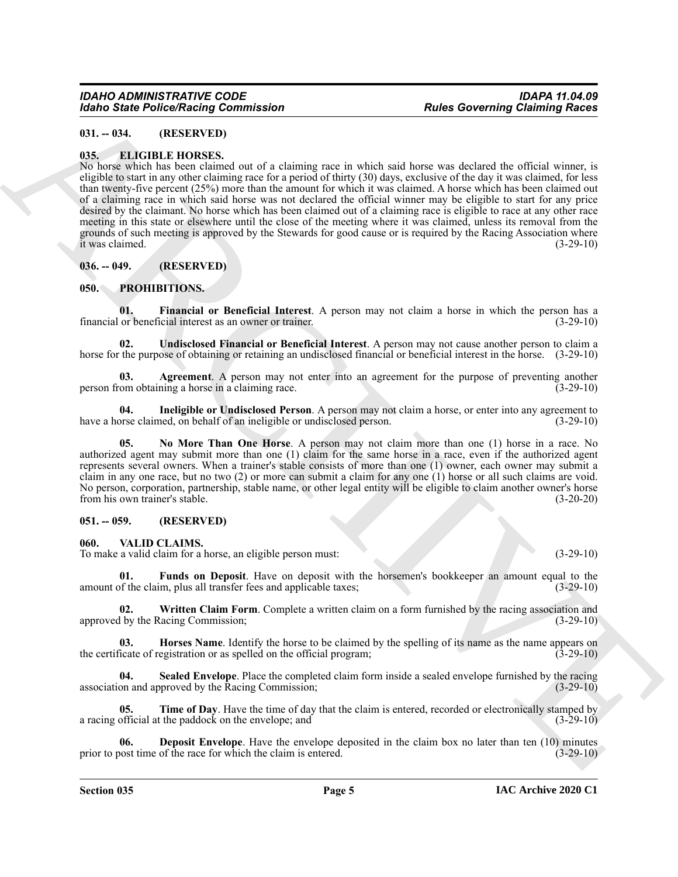**031. -- 034. (RESERVED)**

**035. ELIGIBLE HORSES.**

No horse which has been claimed out of a claiming race in which said horse was declared the official winner, is eligible to start in any other claiming race for a period of thirty (30) days, exclusive of the day it was claimed, for less than twenty-five percent (25%) more than the amount for which it was claimed. A horse which has been claimed out of a claiming race in which said horse was not declared the official winner may be eligible to start for any price desired by the claimant. No horse which has been claimed out of a claiming race is eligible to race at any other race meeting in this state or elsewhere until the close of the meeting where it was claimed, unless its removal from the grounds of such meeting is approved by the Stewards for good cause or is required by the Racing Association where it was claimed. (3-29-10)

**036. -- 049. (RESERVED)**

**050. PROHIBITIONS.**

**01. Financial or Beneficial Interest**. A person may not claim a horse in which the person has a financial or beneficial interest as an owner or trainer. (3-29-10)

**02. Undisclosed Financial or Beneficial Interest**. A person may not cause another person to claim a horse for the purpose of obtaining or retaining an undisclosed financial or beneficial interest in the horse. (3-29-10)

**03. Agreement**. A person may not enter into an agreement for the purpose of preventing another person from obtaining a horse in a claiming race. (3-29-10)

**04. Ineligible or Undisclosed Person**. A person may not claim a horse, or enter into any agreement to have a horse claimed, on behalf of an ineligible or undisclosed person. (3-29-10)

**05. No More Than One Horse**. A person may not claim more than one (1) horse in a race. No authorized agent may submit more than one (1) claim for the same horse in a race, even if the authorized agent represents several owners. When a trainer's stable consists of more than one (1) owner, each owner may submit a claim in any one race, but no two (2) or more can submit a claim for any one (1) horse or all such claims are void. No person, corporation, partnership, stable name, or other legal entity will be eligible to claim another owner's horse from his own trainer's stable. (3-20-20)

**051. -- 059. (RESERVED)**

**060. VALID CLAIMS.**

To make a valid claim for a horse, an eligible person must: (3-29-10)

**01. Funds on Deposit**. Have on deposit with the horsemen's bookkeeper an amount equal to the amount of the claim, plus all transfer fees and applicable taxes; (3-29-10)

**02. Written Claim Form**. Complete a written claim on a form furnished by the racing association and approved by the Racing Commission; (3-29-10)

**03. Horses Name**. Identify the horse to be claimed by the spelling of its name as the name appears on the certificate of registration or as spelled on the official program; (3-29-10)

**04. Sealed Envelope**. Place the completed claim form inside a sealed envelope furnished by the racing association and approved by the Racing Commission; (3-29-10)

**05. Time of Day**. Have the time of day that the claim is entered, recorded or electronically stamped by a racing official at the paddock on the envelope; and (3-29-10)

**06. Deposit Envelope**. Have the envelope deposited in the claim box no later than ten (10) minutes prior to post time of the race for which the claim is entered. (3-29-10)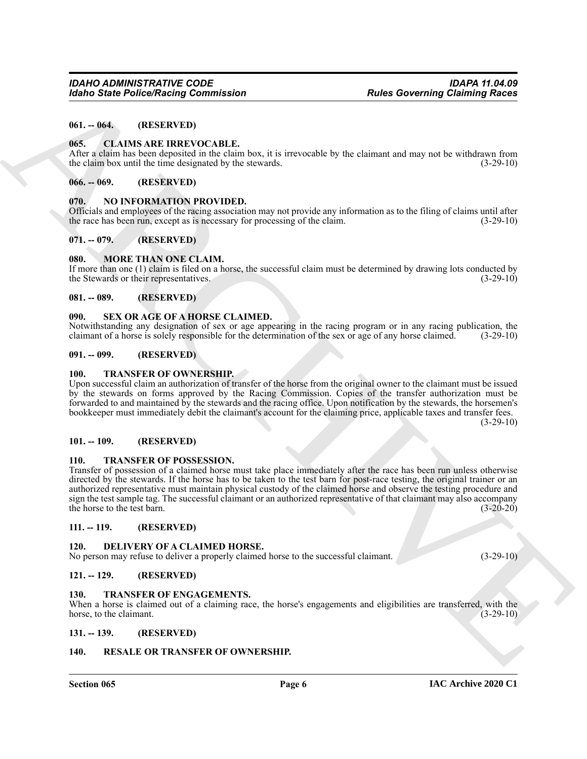**061. -- 064. (RESERVED)**

**065. CLAIMS ARE IRREVOCABLE.**

After a claim has been deposited in the claim box, it is irrevocable by the claimant and may not be withdrawn from the claim box until the time designated by the stewards. (3-29-10)

**066. -- 069. (RESERVED)**

**070. NO INFORMATION PROVIDED.**

Officials and employees of the racing association may not provide any information as to the filing of claims until after the race has been run, except as is necessary for processing of the claim. (3-29-10)

**071. -- 079. (RESERVED)**

**080. MORE THAN ONE CLAIM.**

If more than one (1) claim is filed on a horse, the successful claim must be determined by drawing lots conducted by the Stewards or their representatives. (3-29-10)

**081. -- 089. (RESERVED)**

**090. SEX OR AGE OF A HORSE CLAIMED.**

Notwithstanding any designation of sex or age appearing in the racing program or in any racing publication, the claimant of a horse is solely responsible for the determination of the sex or age of any horse claimed. (3-29-10)

**091. -- 099. (RESERVED)**

**100. TRANSFER OF OWNERSHIP.**

Upon successful claim an authorization of transfer of the horse from the original owner to the claimant must be issued by the stewards on forms approved by the Racing Commission. Copies of the transfer authorization must be forwarded to and maintained by the stewards and the racing office. Upon notification by the stewards, the horsemen's bookkeeper must immediately debit the claimant's account for the claiming price, applicable taxes and transfer fees. (3-29-10)

**101. -- 109. (RESERVED)**

**110. TRANSFER OF POSSESSION.**

Transfer of possession of a claimed horse must take place immediately after the race has been run unless otherwise directed by the stewards. If the horse has to be taken to the test barn for post-race testing, the original trainer or an authorized representative must maintain physical custody of the claimed horse and observe the testing procedure and sign the test sample tag. The successful claimant or an authorized representative of that claimant may also accompany the horse to the test barn. (3-20-20)

**111. -- 119. (RESERVED)**

**120. DELIVERY OF A CLAIMED HORSE.**

No person may refuse to deliver a properly claimed horse to the successful claimant. (3-29-10)

**121. -- 129. (RESERVED)**

**130. TRANSFER OF ENGAGEMENTS.**

When a horse is claimed out of a claiming race, the horse's engagements and eligibilities are transferred, with the horse, to the claimant. (3-29-10)

**131. -- 139. (RESERVED)**

**140. RESALE OR TRANSFER OF OWNERSHIP.**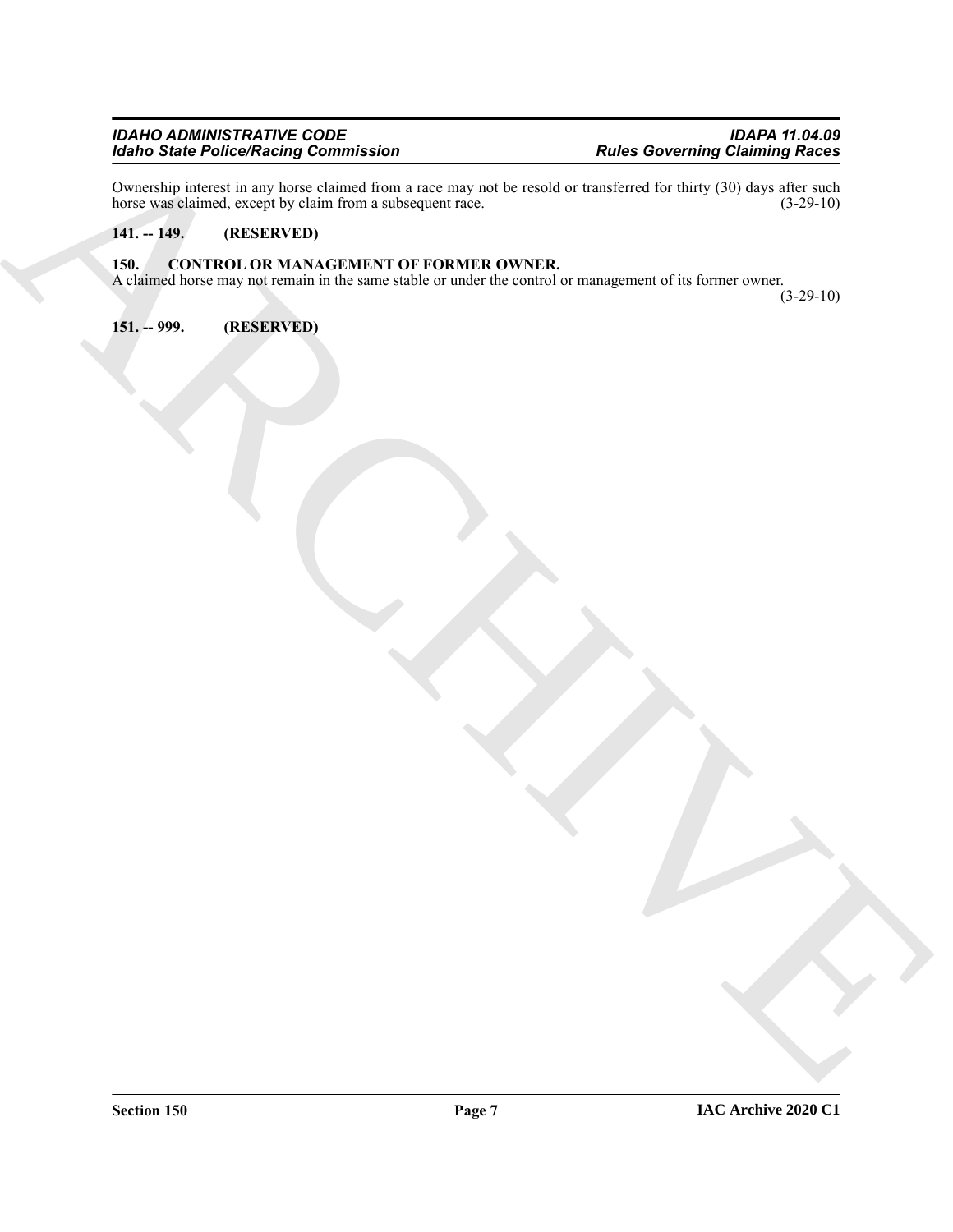Ownership interest in any horse claimed from a race may not be resold or transferred for thirty (30) days after such horse was claimed, except by claim from a subsequent race. (3-29-10)

**141. -- 149. (RESERVED)**

**150. CONTROL OR MANAGEMENT OF FORMER OWNER.**

A claimed horse may not remain in the same stable or under the control or management of its former owner. (3-29-10)

**151. -- 999. (RESERVED)**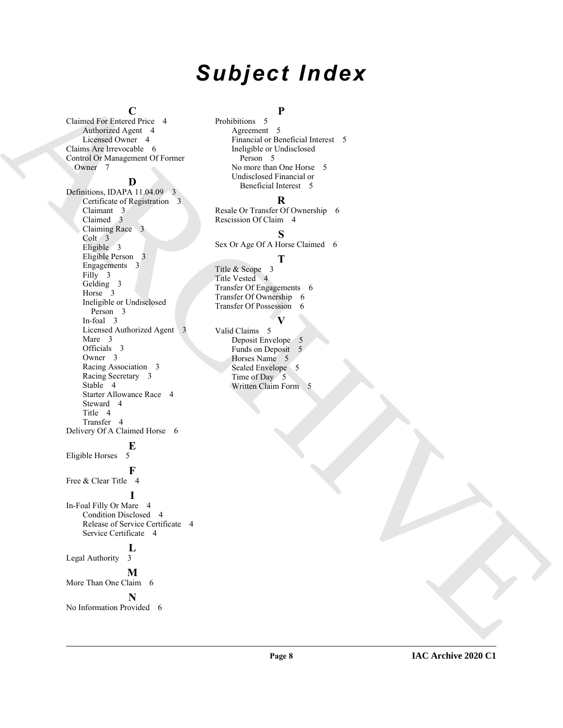# Subject Index

**C**

Claimed For Entered Price 4
- Authorized Agent 4
- Licensed Owner 4

Claims Are Irrevocable 6

Control Or Management Of Former Owner 7

**D**

Definitions, IDAPA 11.04.09 3
- Certificate of Registration 3
- Claimant 3
- Claimed 3
- Claiming Race 3
- Colt 3
- Eligible 3
- Eligible Person 3
- Engagements 3
- Filly 3
- Gelding 3
- Horse 3
- Ineligible or Undisclosed Person 3
- In-foal 3
- Licensed Authorized Agent 3
- Mare 3
- Officials 3
- Owner 3
- Racing Association 3
- Racing Secretary 3
- Stable 4
- Starter Allowance Race 4
- Steward 4
- Title 4
- Transfer 4

Delivery Of A Claimed Horse 6

**E**

Eligible Horses 5

**F**

Free & Clear Title 4

**I**

In-Foal Filly Or Mare 4
- Condition Disclosed 4
- Release of Service Certificate 4
- Service Certificate 4

**L**

Legal Authority 3

**M**

More Than One Claim 6

**N**

No Information Provided 6

**P**

Prohibitions 5
- Agreement 5
- Financial or Beneficial Interest 5
- Ineligible or Undisclosed Person 5
- No more than One Horse 5
- Undisclosed Financial or Beneficial Interest 5

**R**

Resale Or Transfer Of Ownership 6

Rescission Of Claim 4

**S**

Sex Or Age Of A Horse Claimed 6

**T**

Title & Scope 3

Title Vested 4

Transfer Of Engagements 6

Transfer Of Ownership 6

Transfer Of Possession 6

**V**

Valid Claims 5
- Deposit Envelope 5
- Funds on Deposit 5
- Horses Name 5
- Sealed Envelope 5
- Time of Day 5
- Written Claim Form 5